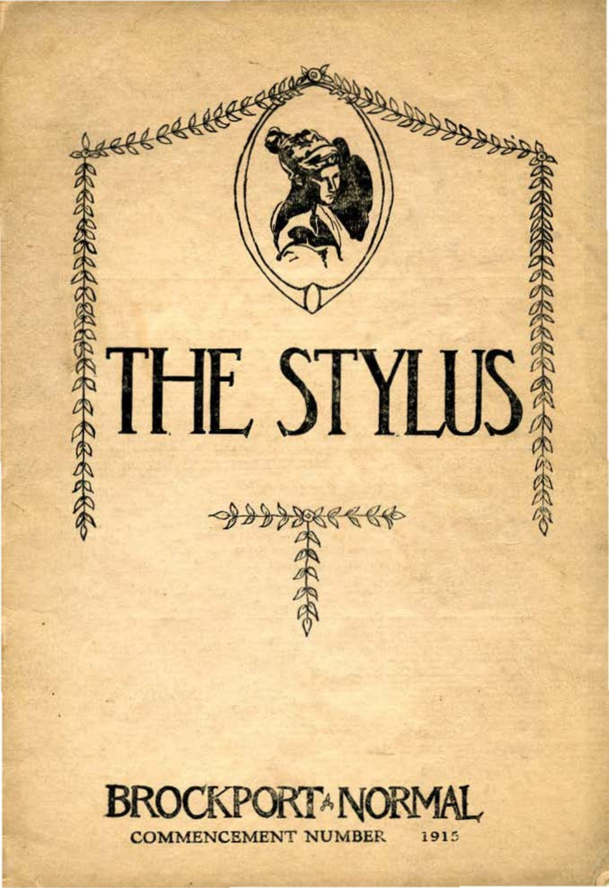# THE STYLUS

## BROCKPORT NORMAL

COMMENCEMENT NUMBER 1915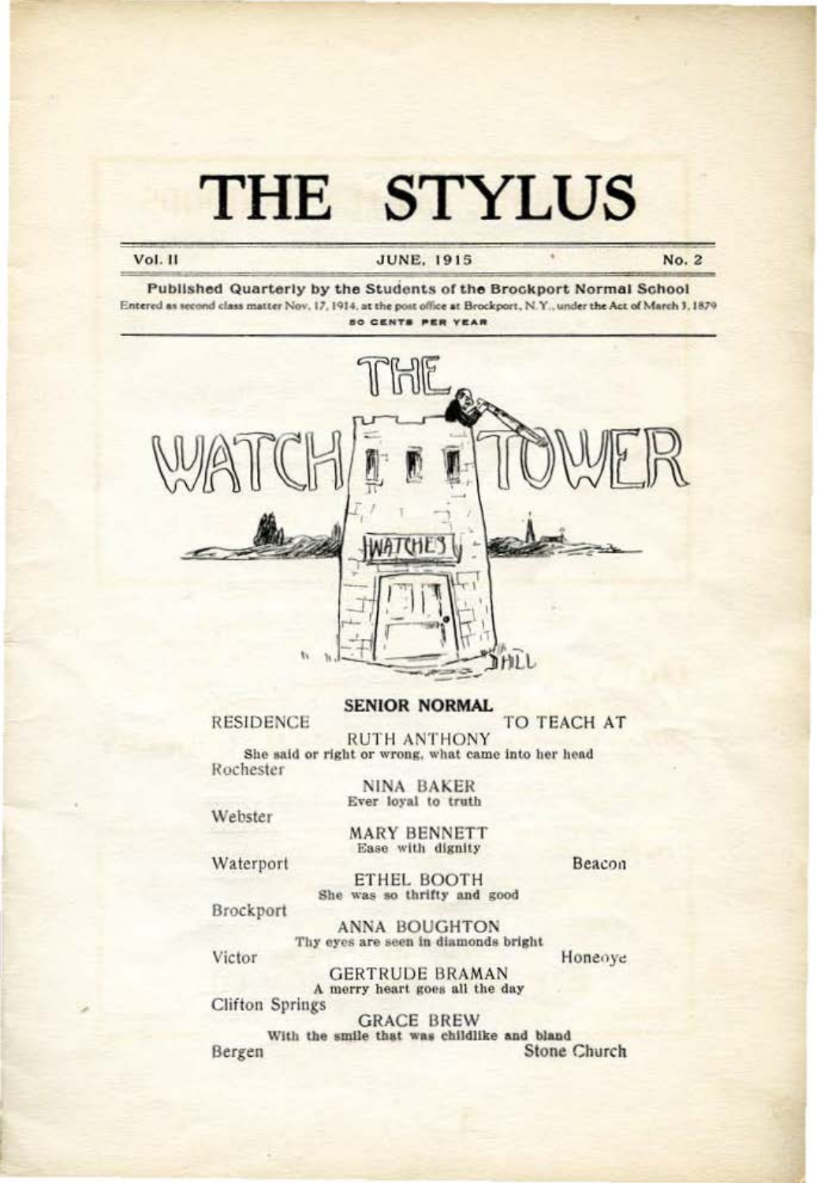# THE STYLUS

Vol. II — JUNE, 1915 — No. 2

Published Quarterly by the Students of the Brockport Normal School

Entered as second class matter Nov. 17, 1914, at the post office at Brockport, N.Y., under the Act of March 3, 1879

50 CENTS PER YEAR

## THE WATCH TOWER

WATCHES

HILL

### SENIOR NORMAL

RESIDENCE — TO TEACH AT

**RUTH ANTHONY**
She said or right or wrong, what came into her head
Rochester

**NINA BAKER**
Ever loyal to truth
Webster

**MARY BENNETT**
Ease with dignity
Waterport — Beacon

**ETHEL BOOTH**
She was so thrifty and good
Brockport

**ANNA BOUGHTON**
Thy eyes are seen in diamonds bright
Victor — Honeoye

**GERTRUDE BRAMAN**
A merry heart goes all the day
Clifton Springs

**GRACE BREW**
With the smile that was childlike and bland
Bergen — Stone Church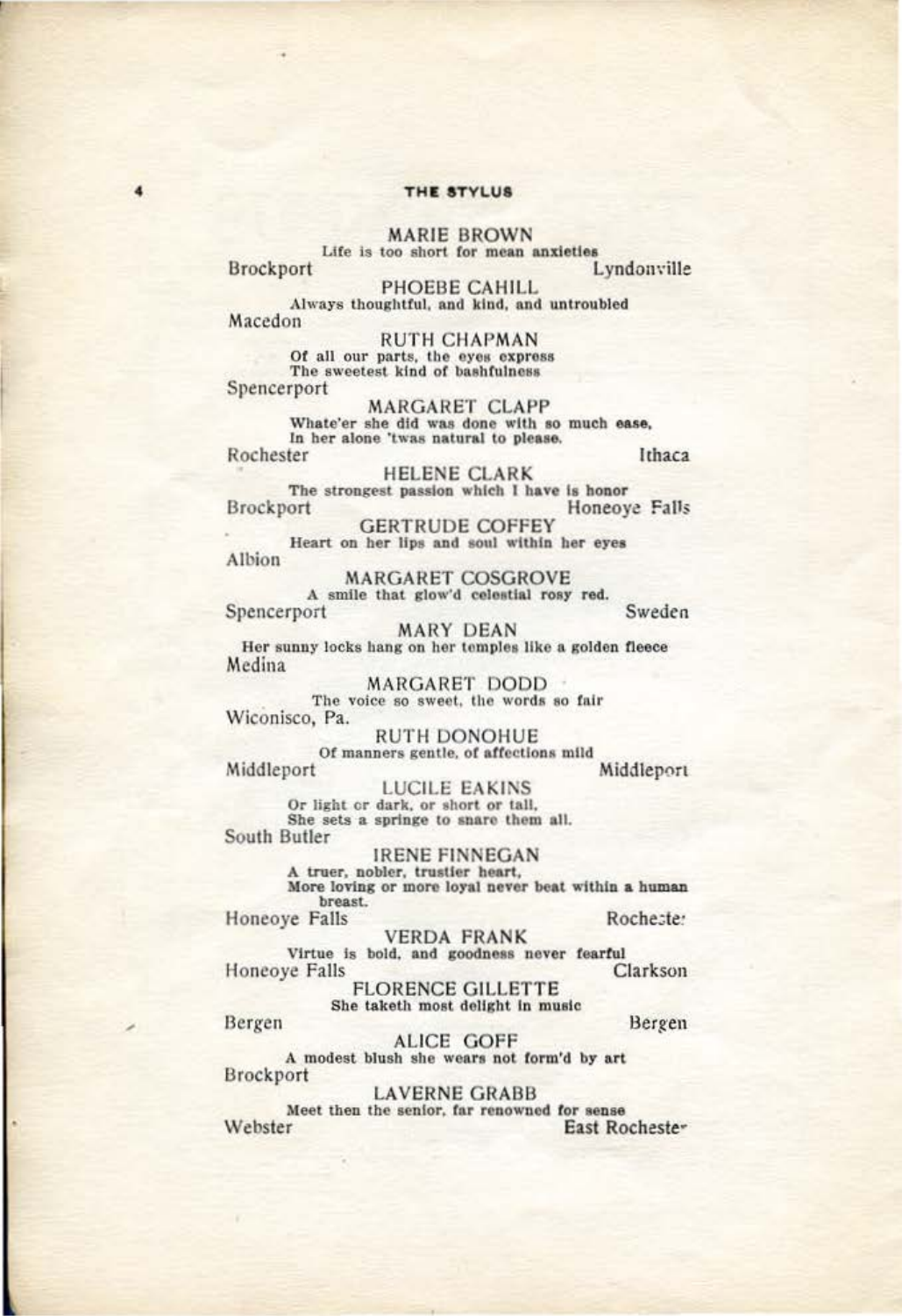**MARIE BROWN**

Life is too short for mean anxieties

Brockport — Lyndonville

**PHOEBE CAHILL**

Always thoughtful, and kind, and untroubled

Macedon

**RUTH CHAPMAN**

Of all our parts, the eyes express
The sweetest kind of bashfulness

Spencerport

**MARGARET CLAPP**

Whate'er she did was done with so much ease,
In her alone 'twas natural to please.

Rochester — Ithaca

**HELENE CLARK**

The strongest passion which I have is honor

Brockport — Honeoye Falls

**GERTRUDE COFFEY**

Heart on her lips and soul within her eyes

Albion

**MARGARET COSGROVE**

A smile that glow'd celestial rosy red.

Spencerport — Sweden

**MARY DEAN**

Her sunny locks hang on her temples like a golden fleece

Medina

**MARGARET DODD**

The voice so sweet, the words so fair

Wiconisco, Pa.

**RUTH DONOHUE**

Of manners gentle, of affections mild

Middleport — Middleport

**LUCILE EAKINS**

Or light or dark, or short or tall,
She sets a springe to snare them all.

South Butler

**IRENE FINNEGAN**

A truer, nobler, trustier heart,
More loving or more loyal never beat within a human breast.

Honeoye Falls — Rochester

**VERDA FRANK**

Virtue is bold, and goodness never fearful

Honeoye Falls — Clarkson

**FLORENCE GILLETTE**

She taketh most delight in music

Bergen — Bergen

**ALICE GOFF**

A modest blush she wears not form'd by art

Brockport

**LAVERNE GRABB**

Meet then the senior, far renowned for sense

Webster — East Rochester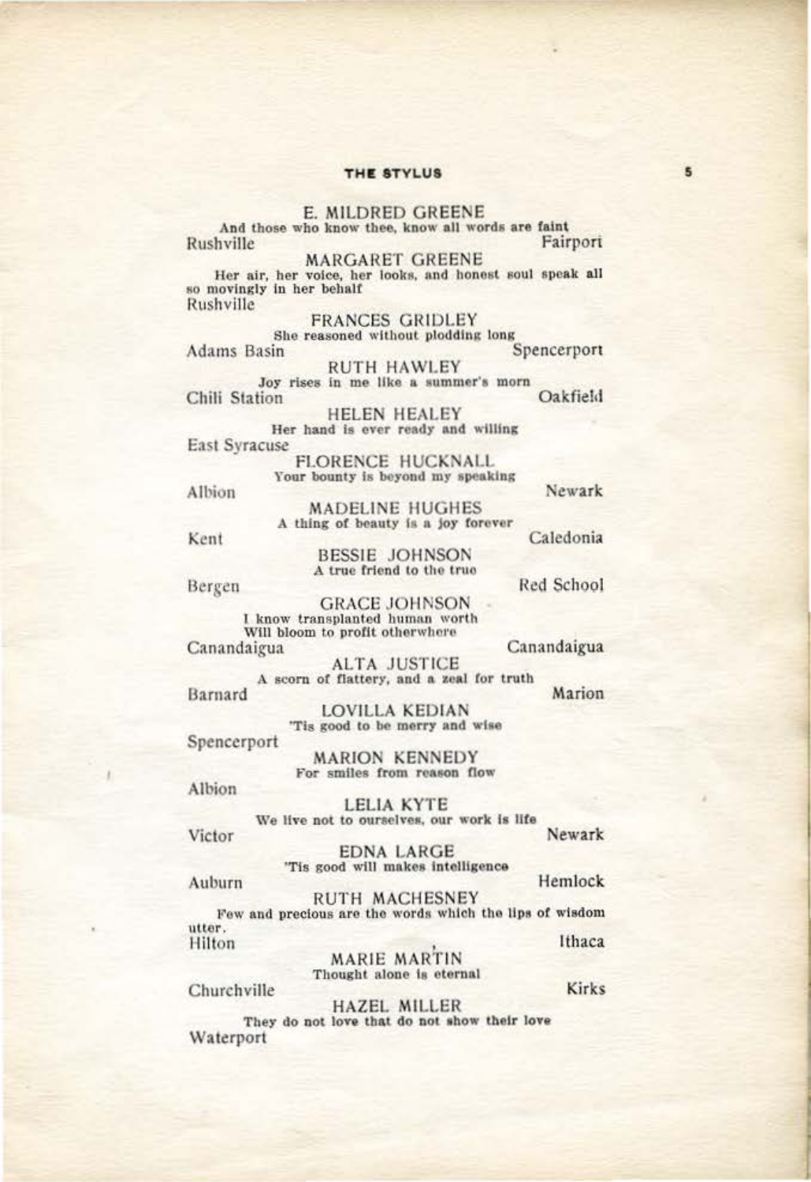**E. MILDRED GREENE**
And those who know thee, know all words are faint
Rushville — Fairport

**MARGARET GREENE**
Her air, her voice, her looks, and honest soul speak all so movingly in her behalf
Rushville

**FRANCES GRIDLEY**
She reasoned without plodding long
Adams Basin — Spencerport

**RUTH HAWLEY**
Joy rises in me like a summer's morn
Chili Station — Oakfield

**HELEN HEALEY**
Her hand is ever ready and willing
East Syracuse

**FLORENCE HUCKNALL**
Your bounty is beyond my speaking
Albion — Newark

**MADELINE HUGHES**
A thing of beauty is a joy forever
Kent — Caledonia

**BESSIE JOHNSON**
A true friend to the true
Bergen — Red School

**GRACE JOHNSON**
I know transplanted human worth
Will bloom to profit otherwhere
Canandaigua — Canandaigua

**ALTA JUSTICE**
A scorn of flattery, and a zeal for truth
Barnard — Marion

**LOVILLA KEDIAN**
'Tis good to be merry and wise
Spencerport

**MARION KENNEDY**
For smiles from reason flow
Albion

**LELIA KYTE**
We live not to ourselves, our work is life
Victor — Newark

**EDNA LARGE**
'Tis good will makes intelligence
Auburn — Hemlock

**RUTH MACHESNEY**
Few and precious are the words which the lips of wisdom utter.
Hilton — Ithaca

**MARIE MARTIN**
Thought alone is eternal
Churchville — Kirks

**HAZEL MILLER**
They do not love that do not show their love
Waterport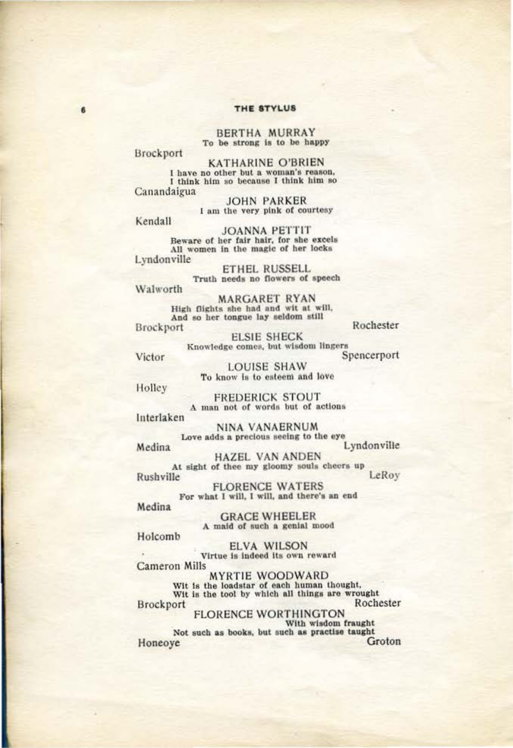**BERTHA MURRAY**
To be strong is to be happy

Brockport

**KATHARINE O'BRIEN**
I have no other but a woman's reason,
I think him so because I think him so

Canandaigua

**JOHN PARKER**
I am the very pink of courtesy

Kendall

**JOANNA PETTIT**
Beware of her fair hair, for she excels
All women in the magic of her locks

Lyndonville

**ETHEL RUSSELL**
Truth needs no flowers of speech

Walworth

**MARGARET RYAN**
High flights she had and wit at will,
And so her tongue lay seldom still

Brockport Rochester

**ELSIE SHECK**
Knowledge comes, but wisdom lingers

Victor Spencerport

**LOUISE SHAW**
To know is to esteem and love

Holley

**FREDERICK STOUT**
A man not of words but of actions

Interlaken

**NINA VANAERNUM**
Love adds a precious seeing to the eye

Medina Lyndonville

**HAZEL VAN ANDEN**
At sight of thee my gloomy souls cheers up

Rushville LeRoy

**FLORENCE WATERS**
For what I will, I will, and there's an end

Medina

**GRACE WHEELER**
A maid of such a genial mood

Holcomb

**ELVA WILSON**
Virtue is indeed its own reward

Cameron Mills

**MYRTIE WOODWARD**
Wit is the loadstar of each human thought,
Wit is the tool by which all things are wrought

Brockport Rochester

**FLORENCE WORTHINGTON**
With wisdom fraught
Not such as books, but such as practise taught

Honeoye Groton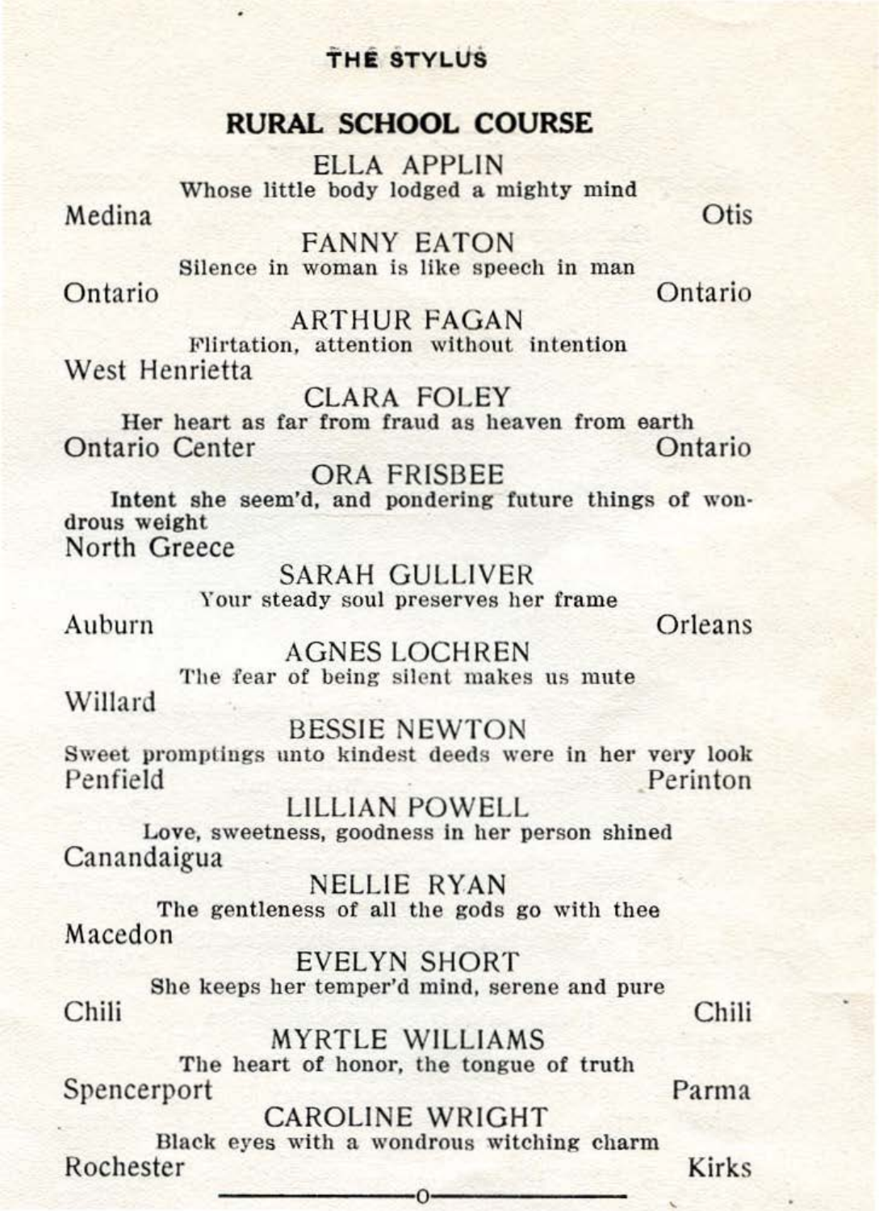## RURAL SCHOOL COURSE

**ELLA APPLIN**
Whose little body lodged a mighty mind
Medina — Otis

**FANNY EATON**
Silence in woman is like speech in man
Ontario — Ontario

**ARTHUR FAGAN**
Flirtation, attention without intention
West Henrietta

**CLARA FOLEY**
Her heart as far from fraud as heaven from earth
Ontario Center — Ontario

**ORA FRISBEE**
Intent she seem'd, and pondering future things of wondrous weight
North Greece

**SARAH GULLIVER**
Your steady soul preserves her frame
Auburn — Orleans

**AGNES LOCHREN**
The fear of being silent makes us mute
Willard

**BESSIE NEWTON**
Sweet promptings unto kindest deeds were in her very look
Penfield — Perinton

**LILLIAN POWELL**
Love, sweetness, goodness in her person shined
Canandaigua

**NELLIE RYAN**
The gentleness of all the gods go with thee
Macedon

**EVELYN SHORT**
She keeps her temper'd mind, serene and pure
Chili — Chili

**MYRTLE WILLIAMS**
The heart of honor, the tongue of truth
Spencerport — Parma

**CAROLINE WRIGHT**
Black eyes with a wondrous witching charm
Rochester — Kirks

---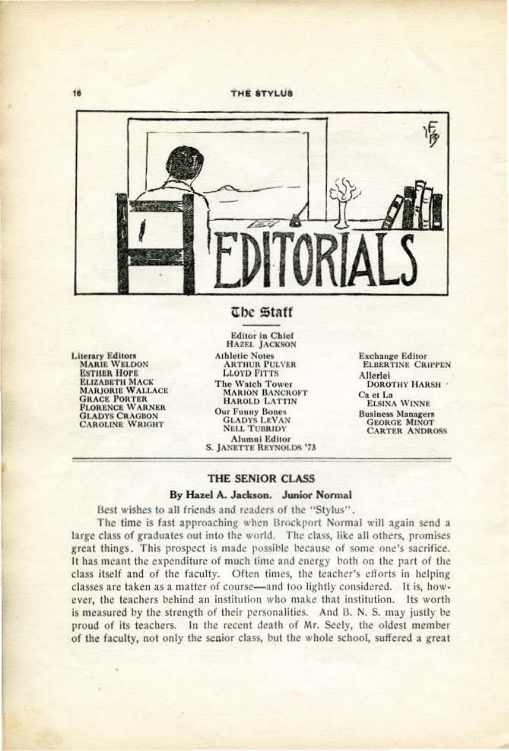# EDITORIALS

## The Staff

**Editor in Chief**
HAZEL JACKSON

**Literary Editors**
MARIE WELDON
ESTHER HOPE
ELIZABETH MACK
MARJORIE WALLACE
GRACE PORTER
FLORENCE WARNER
GLADYS CRAGBON
CAROLINE WRIGHT

**Athletic Notes**
ARTHUR PULVER
LLOYD FITTS

**The Watch Tower**
MARION BANCROFT
HAROLD LATTIN

**Our Funny Bones**
GLADYS LEVAN
NELL TUBRIDY

**Alumni Editor**
S. JANETTE REYNOLDS '73

**Exchange Editor**
ELBERTINE CRIPPEN

**Allerlei**
DOROTHY HARSH

**Ca et La**
ELSINA WINNE

**Business Managers**
GEORGE MINOT
CARTER ANDROSS

---

## THE SENIOR CLASS

### By Hazel A. Jackson. Junior Normal

Best wishes to all friends and readers of the "Stylus".

The time is fast approaching when Brockport Normal will again send a large class of graduates out into the world. The class, like all others, promises great things. This prospect is made possible because of some one's sacrifice. It has meant the expenditure of much time and energy both on the part of the class itself and of the faculty. Often times, the teacher's efforts in helping classes are taken as a matter of course—and too lightly considered. It is, however, the teachers behind an institution who make that institution. Its worth is measured by the strength of their personalities. And B. N. S. may justly be proud of its teachers. In the recent death of Mr. Seely, the oldest member of the faculty, not only the senior class, but the whole school, suffered a great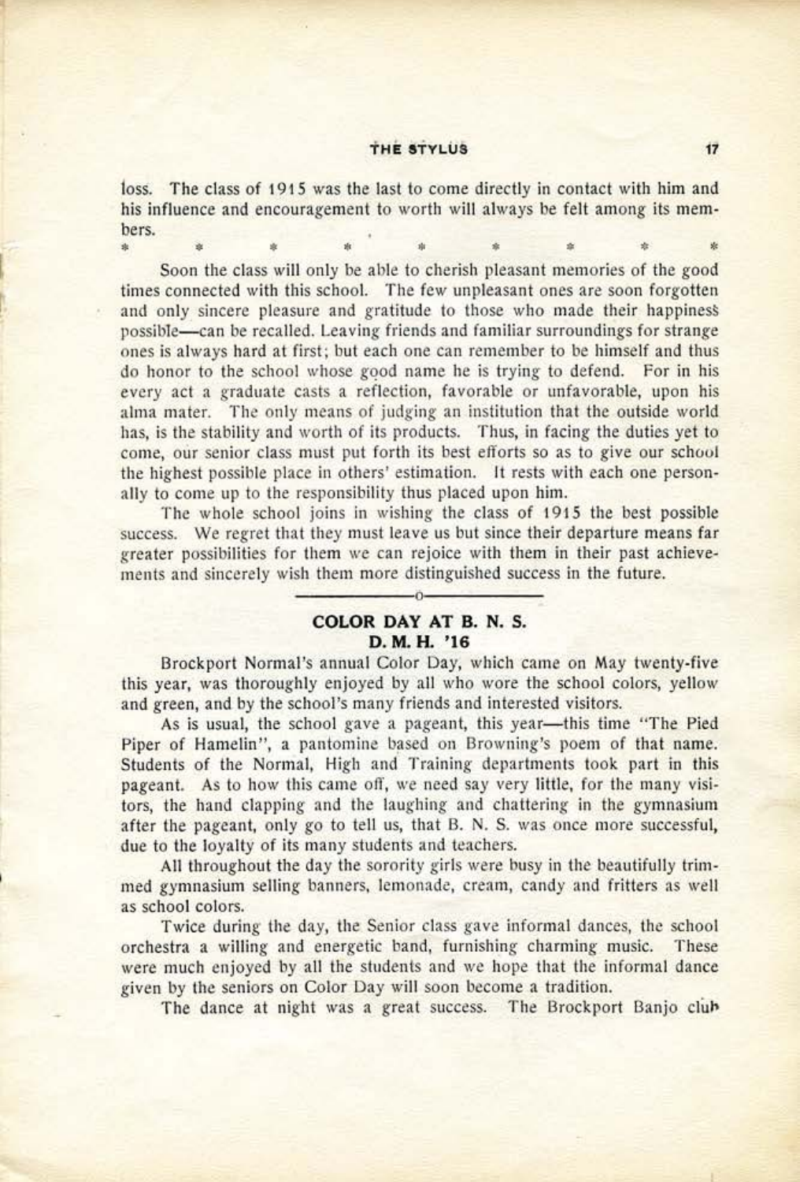loss. The class of 1915 was the last to come directly in contact with him and his influence and encouragement to worth will always be felt among its members.

\* \* \* \* \* \* \* \* \*

Soon the class will only be able to cherish pleasant memories of the good times connected with this school. The few unpleasant ones are soon forgotten and only sincere pleasure and gratitude to those who made their happiness possible—can be recalled. Leaving friends and familiar surroundings for strange ones is always hard at first; but each one can remember to be himself and thus do honor to the school whose good name he is trying to defend. For in his every act a graduate casts a reflection, favorable or unfavorable, upon his alma mater. The only means of judging an institution that the outside world has, is the stability and worth of its products. Thus, in facing the duties yet to come, our senior class must put forth its best efforts so as to give our school the highest possible place in others' estimation. It rests with each one personally to come up to the responsibility thus placed upon him.

The whole school joins in wishing the class of 1915 the best possible success. We regret that they must leave us but since their departure means far greater possibilities for them we can rejoice with them in their past achievements and sincerely wish them more distinguished success in the future.

---

## COLOR DAY AT B. N. S.

**D. M. H. '16**

Brockport Normal's annual Color Day, which came on May twenty-five this year, was thoroughly enjoyed by all who wore the school colors, yellow and green, and by the school's many friends and interested visitors.

As is usual, the school gave a pageant, this year—this time "The Pied Piper of Hamelin", a pantomine based on Browning's poem of that name. Students of the Normal, High and Training departments took part in this pageant. As to how this came off, we need say very little, for the many visitors, the hand clapping and the laughing and chattering in the gymnasium after the pageant, only go to tell us, that B. N. S. was once more successful, due to the loyalty of its many students and teachers.

All throughout the day the sorority girls were busy in the beautifully trimmed gymnasium selling banners, lemonade, cream, candy and fritters as well as school colors.

Twice during the day, the Senior class gave informal dances, the school orchestra a willing and energetic band, furnishing charming music. These were much enjoyed by all the students and we hope that the informal dance given by the seniors on Color Day will soon become a tradition.

The dance at night was a great success. The Brockport Banjo club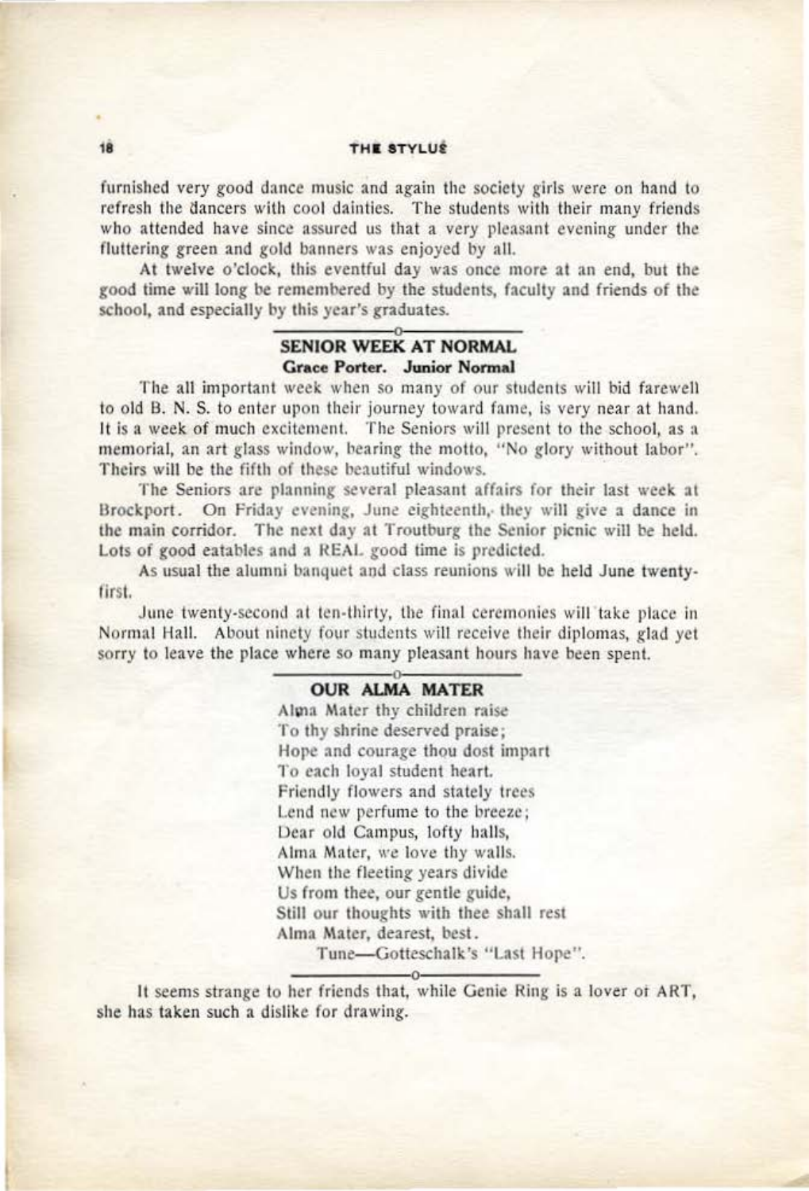furnished very good dance music and again the society girls were on hand to refresh the dancers with cool dainties. The students with their many friends who attended have since assured us that a very pleasant evening under the fluttering green and gold banners was enjoyed by all.

At twelve o'clock, this eventful day was once more at an end, but the good time will long be remembered by the students, faculty and friends of the school, and especially by this year's graduates.

—o—

## SENIOR WEEK AT NORMAL

**Grace Porter. Junior Normal**

The all important week when so many of our students will bid farewell to old B. N. S. to enter upon their journey toward fame, is very near at hand. It is a week of much excitement. The Seniors will present to the school, as a memorial, an art glass window, bearing the motto, "No glory without labor". Theirs will be the fifth of these beautiful windows.

The Seniors are planning several pleasant affairs for their last week at Brockport. On Friday evening, June eighteenth, they will give a dance in the main corridor. The next day at Troutburg the Senior picnic will be held. Lots of good eatables and a REAL good time is predicted.

As usual the alumni banquet and class reunions will be held June twenty-first.

June twenty-second at ten-thirty, the final ceremonies will take place in Normal Hall. About ninety four students will receive their diplomas, glad yet sorry to leave the place where so many pleasant hours have been spent.

—o—

## OUR ALMA MATER

Alma Mater thy children raise  
To thy shrine deserved praise;  
Hope and courage thou dost impart  
To each loyal student heart.  
Friendly flowers and stately trees  
Lend new perfume to the breeze;  
Dear old Campus, lofty halls,  
Alma Mater, we love thy walls.  
When the fleeting years divide  
Us from thee, our gentle guide,  
Still our thoughts with thee shall rest  
Alma Mater, dearest, best.

Tune—Gotteschalk's "Last Hope".

—o—

It seems strange to her friends that, while Genie Ring is a lover of ART, she has taken such a dislike for drawing.